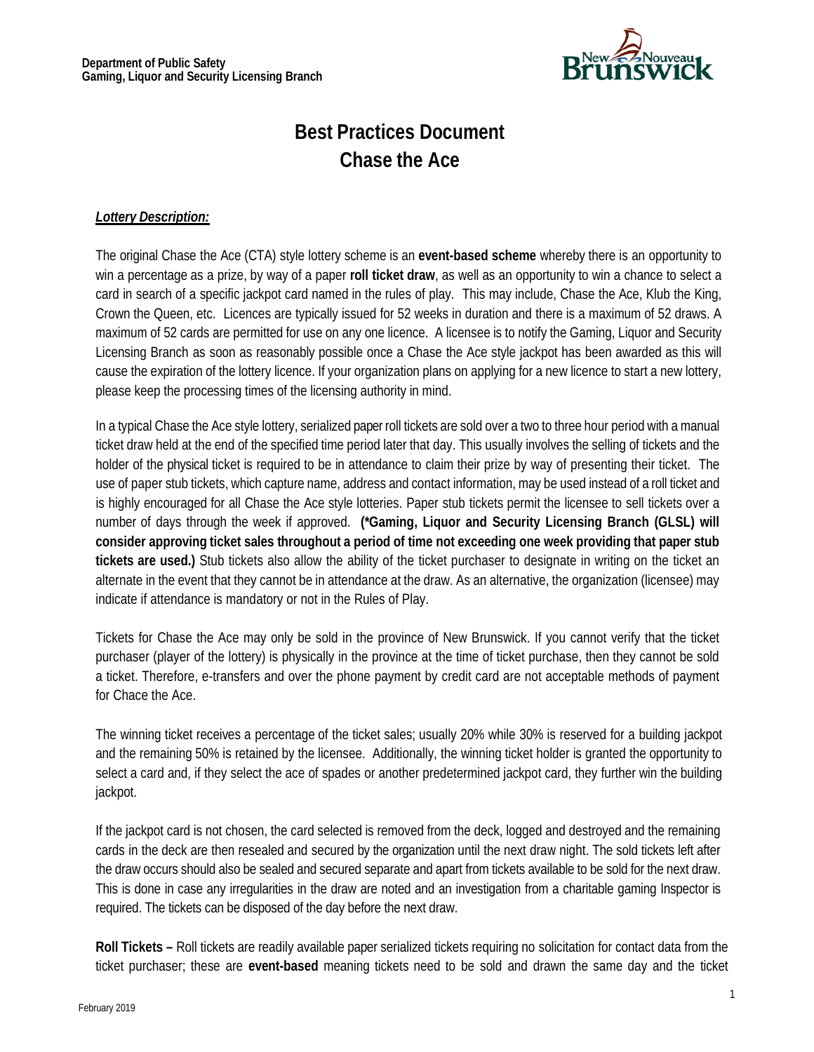**Department of Public Safety**
**Gaming, Liquor and Security Licensing Branch**

# Best Practices Document
# Chase the Ace

***Lottery Description:***

The original Chase the Ace (CTA) style lottery scheme is an **event-based scheme** whereby there is an opportunity to win a percentage as a prize, by way of a paper **roll ticket draw**, as well as an opportunity to win a chance to select a card in search of a specific jackpot card named in the rules of play. This may include, Chase the Ace, Klub the King, Crown the Queen, etc. Licences are typically issued for 52 weeks in duration and there is a maximum of 52 draws. A maximum of 52 cards are permitted for use on any one licence. A licensee is to notify the Gaming, Liquor and Security Licensing Branch as soon as reasonably possible once a Chase the Ace style jackpot has been awarded as this will cause the expiration of the lottery licence. If your organization plans on applying for a new licence to start a new lottery, please keep the processing times of the licensing authority in mind.

In a typical Chase the Ace style lottery, serialized paper roll tickets are sold over a two to three hour period with a manual ticket draw held at the end of the specified time period later that day. This usually involves the selling of tickets and the holder of the physical ticket is required to be in attendance to claim their prize by way of presenting their ticket. The use of paper stub tickets, which capture name, address and contact information, may be used instead of a roll ticket and is highly encouraged for all Chase the Ace style lotteries. Paper stub tickets permit the licensee to sell tickets over a number of days through the week if approved. **(*Gaming, Liquor and Security Licensing Branch (GLSL) will consider approving ticket sales throughout a period of time not exceeding one week providing that paper stub tickets are used.)** Stub tickets also allow the ability of the ticket purchaser to designate in writing on the ticket an alternate in the event that they cannot be in attendance at the draw. As an alternative, the organization (licensee) may indicate if attendance is mandatory or not in the Rules of Play.

Tickets for Chase the Ace may only be sold in the province of New Brunswick. If you cannot verify that the ticket purchaser (player of the lottery) is physically in the province at the time of ticket purchase, then they cannot be sold a ticket. Therefore, e-transfers and over the phone payment by credit card are not acceptable methods of payment for Chace the Ace.

The winning ticket receives a percentage of the ticket sales; usually 20% while 30% is reserved for a building jackpot and the remaining 50% is retained by the licensee. Additionally, the winning ticket holder is granted the opportunity to select a card and, if they select the ace of spades or another predetermined jackpot card, they further win the building jackpot.

If the jackpot card is not chosen, the card selected is removed from the deck, logged and destroyed and the remaining cards in the deck are then resealed and secured by the organization until the next draw night. The sold tickets left after the draw occurs should also be sealed and secured separate and apart from tickets available to be sold for the next draw. This is done in case any irregularities in the draw are noted and an investigation from a charitable gaming Inspector is required. The tickets can be disposed of the day before the next draw.

**Roll Tickets –** Roll tickets are readily available paper serialized tickets requiring no solicitation for contact data from the ticket purchaser; these are **event-based** meaning tickets need to be sold and drawn the same day and the ticket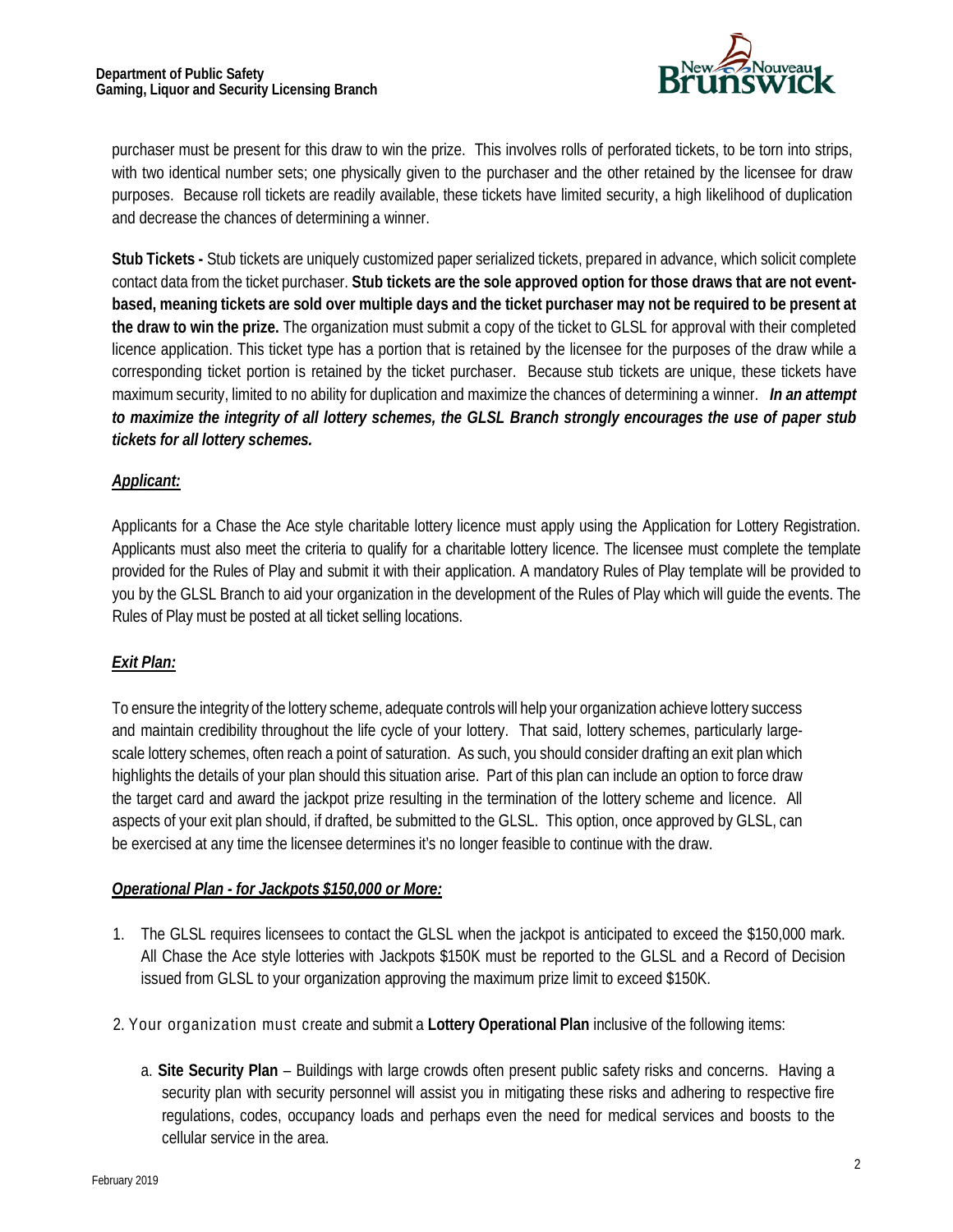purchaser must be present for this draw to win the prize. This involves rolls of perforated tickets, to be torn into strips, with two identical number sets; one physically given to the purchaser and the other retained by the licensee for draw purposes. Because roll tickets are readily available, these tickets have limited security, a high likelihood of duplication and decrease the chances of determining a winner.

**Stub Tickets -** Stub tickets are uniquely customized paper serialized tickets, prepared in advance, which solicit complete contact data from the ticket purchaser. **Stub tickets are the sole approved option for those draws that are not event-based, meaning tickets are sold over multiple days and the ticket purchaser may not be required to be present at the draw to win the prize.** The organization must submit a copy of the ticket to GLSL for approval with their completed licence application. This ticket type has a portion that is retained by the licensee for the purposes of the draw while a corresponding ticket portion is retained by the ticket purchaser. Because stub tickets are unique, these tickets have maximum security, limited to no ability for duplication and maximize the chances of determining a winner. ***In an attempt to maximize the integrity of all lottery schemes, the GLSL Branch strongly encourages the use of paper stub tickets for all lottery schemes.***

***Applicant:***

Applicants for a Chase the Ace style charitable lottery licence must apply using the Application for Lottery Registration. Applicants must also meet the criteria to qualify for a charitable lottery licence. The licensee must complete the template provided for the Rules of Play and submit it with their application. A mandatory Rules of Play template will be provided to you by the GLSL Branch to aid your organization in the development of the Rules of Play which will guide the events. The Rules of Play must be posted at all ticket selling locations.

***Exit Plan:***

To ensure the integrity of the lottery scheme, adequate controls will help your organization achieve lottery success and maintain credibility throughout the life cycle of your lottery. That said, lottery schemes, particularly large-scale lottery schemes, often reach a point of saturation. As such, you should consider drafting an exit plan which highlights the details of your plan should this situation arise. Part of this plan can include an option to force draw the target card and award the jackpot prize resulting in the termination of the lottery scheme and licence. All aspects of your exit plan should, if drafted, be submitted to the GLSL. This option, once approved by GLSL, can be exercised at any time the licensee determines it's no longer feasible to continue with the draw.

***Operational Plan - for Jackpots $150,000 or More:***

1. The GLSL requires licensees to contact the GLSL when the jackpot is anticipated to exceed the $150,000 mark. All Chase the Ace style lotteries with Jackpots $150K must be reported to the GLSL and a Record of Decision issued from GLSL to your organization approving the maximum prize limit to exceed $150K.

2. Your organization must create and submit a **Lottery Operational Plan** inclusive of the following items:

   a. **Site Security Plan** – Buildings with large crowds often present public safety risks and concerns. Having a security plan with security personnel will assist you in mitigating these risks and adhering to respective fire regulations, codes, occupancy loads and perhaps even the need for medical services and boosts to the cellular service in the area.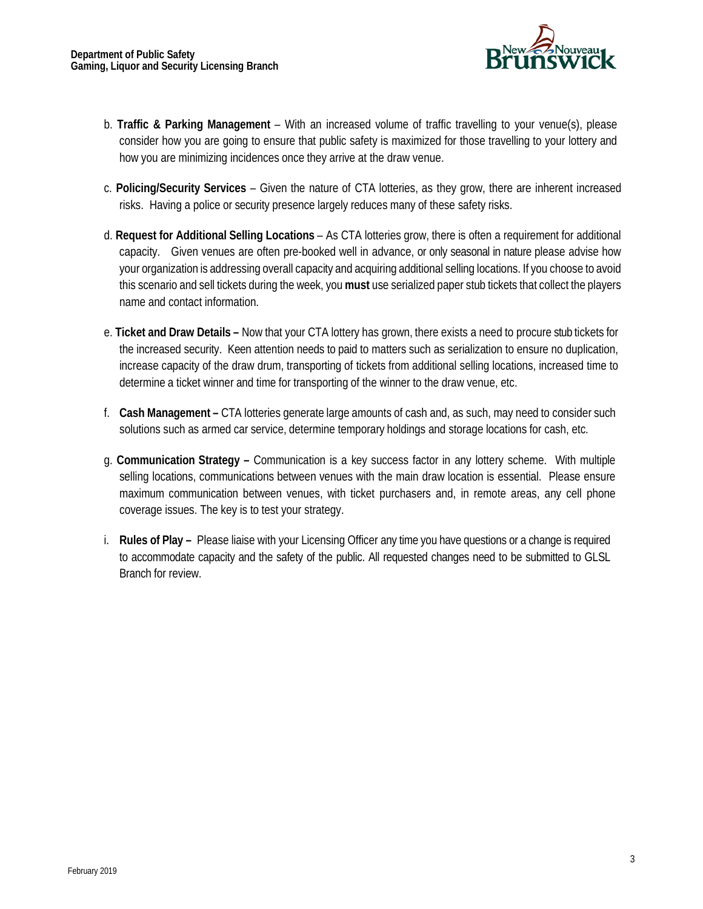b. **Traffic & Parking Management** – With an increased volume of traffic travelling to your venue(s), please consider how you are going to ensure that public safety is maximized for those travelling to your lottery and how you are minimizing incidences once they arrive at the draw venue.

c. **Policing/Security Services** – Given the nature of CTA lotteries, as they grow, there are inherent increased risks. Having a police or security presence largely reduces many of these safety risks.

d. **Request for Additional Selling Locations** – As CTA lotteries grow, there is often a requirement for additional capacity. Given venues are often pre-booked well in advance, or only seasonal in nature please advise how your organization is addressing overall capacity and acquiring additional selling locations. If you choose to avoid this scenario and sell tickets during the week, you **must** use serialized paper stub tickets that collect the players name and contact information.

e. **Ticket and Draw Details –** Now that your CTA lottery has grown, there exists a need to procure stub tickets for the increased security. Keen attention needs to paid to matters such as serialization to ensure no duplication, increase capacity of the draw drum, transporting of tickets from additional selling locations, increased time to determine a ticket winner and time for transporting of the winner to the draw venue, etc.

f. **Cash Management –** CTA lotteries generate large amounts of cash and, as such, may need to consider such solutions such as armed car service, determine temporary holdings and storage locations for cash, etc.

g. **Communication Strategy –** Communication is a key success factor in any lottery scheme. With multiple selling locations, communications between venues with the main draw location is essential. Please ensure maximum communication between venues, with ticket purchasers and, in remote areas, any cell phone coverage issues. The key is to test your strategy.

i. **Rules of Play –** Please liaise with your Licensing Officer any time you have questions or a change is required to accommodate capacity and the safety of the public. All requested changes need to be submitted to GLSL Branch for review.